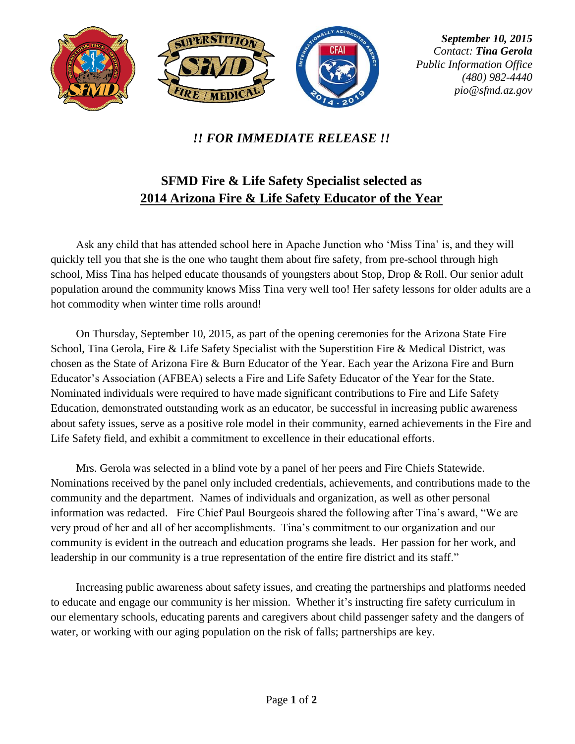*September 10, 2015*
*Contact: **Tina Gerola***
*Public Information Office*
*(480) 982-4440*
*pio@sfmd.az.gov*

*!! FOR IMMEDIATE RELEASE !!*

# SFMD Fire & Life Safety Specialist selected as 2014 Arizona Fire & Life Safety Educator of the Year

Ask any child that has attended school here in Apache Junction who 'Miss Tina' is, and they will quickly tell you that she is the one who taught them about fire safety, from pre-school through high school, Miss Tina has helped educate thousands of youngsters about Stop, Drop & Roll. Our senior adult population around the community knows Miss Tina very well too! Her safety lessons for older adults are a hot commodity when winter time rolls around!

On Thursday, September 10, 2015, as part of the opening ceremonies for the Arizona State Fire School, Tina Gerola, Fire & Life Safety Specialist with the Superstition Fire & Medical District, was chosen as the State of Arizona Fire & Burn Educator of the Year. Each year the Arizona Fire and Burn Educator's Association (AFBEA) selects a Fire and Life Safety Educator of the Year for the State. Nominated individuals were required to have made significant contributions to Fire and Life Safety Education, demonstrated outstanding work as an educator, be successful in increasing public awareness about safety issues, serve as a positive role model in their community, earned achievements in the Fire and Life Safety field, and exhibit a commitment to excellence in their educational efforts.

Mrs. Gerola was selected in a blind vote by a panel of her peers and Fire Chiefs Statewide. Nominations received by the panel only included credentials, achievements, and contributions made to the community and the department. Names of individuals and organization, as well as other personal information was redacted. Fire Chief Paul Bourgeois shared the following after Tina's award, "We are very proud of her and all of her accomplishments. Tina's commitment to our organization and our community is evident in the outreach and education programs she leads. Her passion for her work, and leadership in our community is a true representation of the entire fire district and its staff."

Increasing public awareness about safety issues, and creating the partnerships and platforms needed to educate and engage our community is her mission. Whether it's instructing fire safety curriculum in our elementary schools, educating parents and caregivers about child passenger safety and the dangers of water, or working with our aging population on the risk of falls; partnerships are key.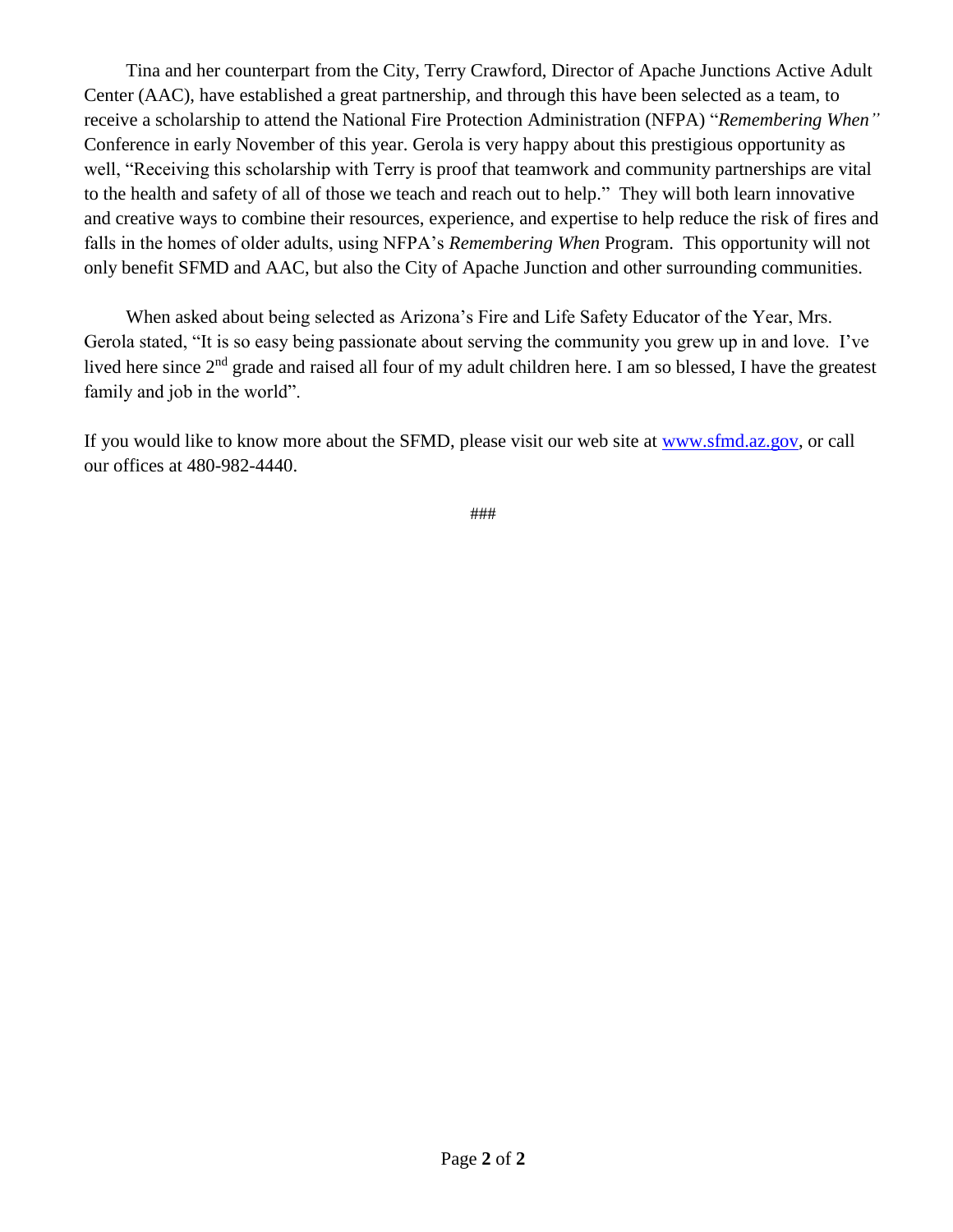Tina and her counterpart from the City, Terry Crawford, Director of Apache Junctions Active Adult Center (AAC), have established a great partnership, and through this have been selected as a team, to receive a scholarship to attend the National Fire Protection Administration (NFPA) "*Remembering When"* Conference in early November of this year. Gerola is very happy about this prestigious opportunity as well, "Receiving this scholarship with Terry is proof that teamwork and community partnerships are vital to the health and safety of all of those we teach and reach out to help." They will both learn innovative and creative ways to combine their resources, experience, and expertise to help reduce the risk of fires and falls in the homes of older adults, using NFPA's *Remembering When* Program. This opportunity will not only benefit SFMD and AAC, but also the City of Apache Junction and other surrounding communities.

When asked about being selected as Arizona's Fire and Life Safety Educator of the Year, Mrs. Gerola stated, "It is so easy being passionate about serving the community you grew up in and love. I've lived here since 2nd grade and raised all four of my adult children here. I am so blessed, I have the greatest family and job in the world".

If you would like to know more about the SFMD, please visit our web site at www.sfmd.az.gov, or call our offices at 480-982-4440.

###